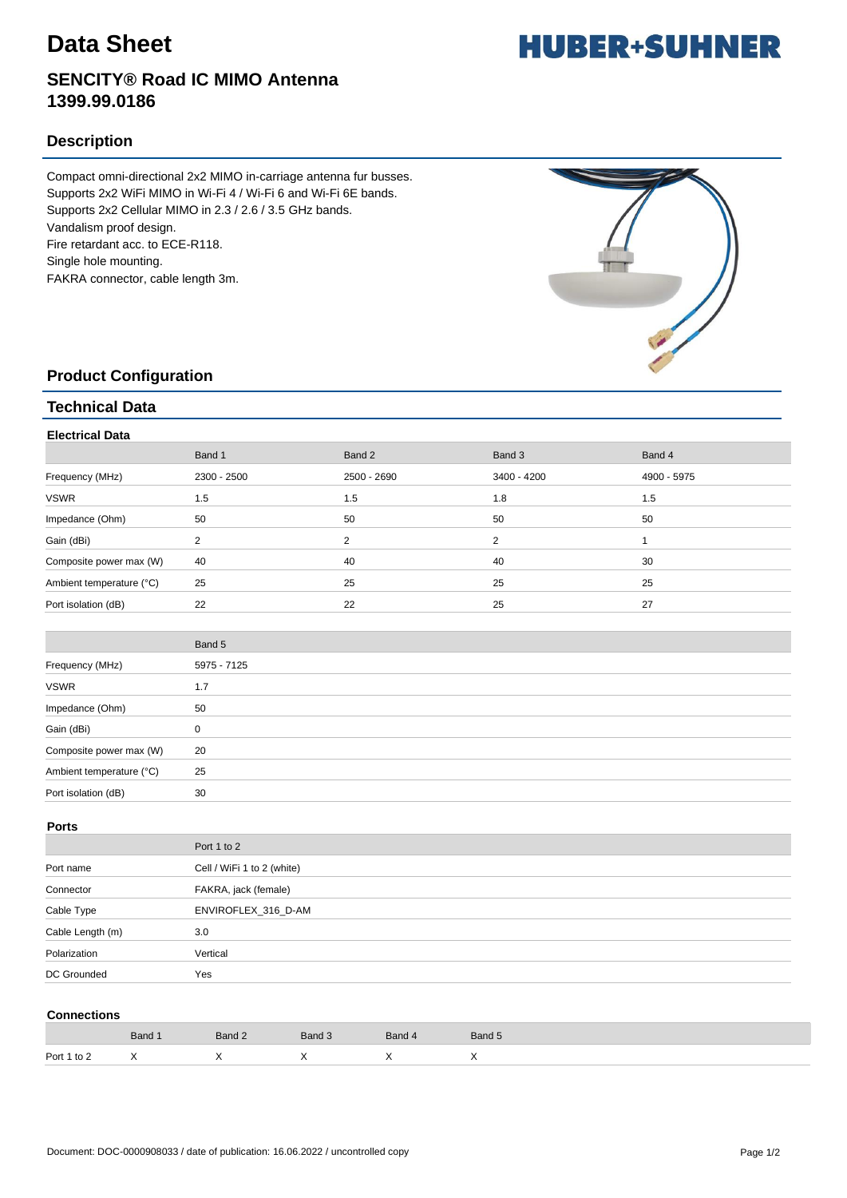# Data Sheet

HUBER+SUHNER

## SENCITY® Road IC MIMO Antenna 1399.99.0186

## Description

Compact omni-directional 2x2 MIMO in-carriage antenna fur busses.
Supports 2x2 WiFi MIMO in Wi-Fi 4 / Wi-Fi 6 and Wi-Fi 6E bands.
Supports 2x2 Cellular MIMO in 2.3 / 2.6 / 3.5 GHz bands.
Vandalism proof design.
Fire retardant acc. to ECE-R118.
Single hole mounting.
FAKRA connector, cable length 3m.

## Product Configuration

## Technical Data

### Electrical Data

| | Band 1 | Band 2 | Band 3 | Band 4 |
|---|---|---|---|---|
| Frequency (MHz) | 2300 - 2500 | 2500 - 2690 | 3400 - 4200 | 4900 - 5975 |
| VSWR | 1.5 | 1.5 | 1.8 | 1.5 |
| Impedance (Ohm) | 50 | 50 | 50 | 50 |
| Gain (dBi) | 2 | 2 | 2 | 1 |
| Composite power max (W) | 40 | 40 | 40 | 30 |
| Ambient temperature (°C) | 25 | 25 | 25 | 25 |
| Port isolation (dB) | 22 | 22 | 25 | 27 |

| | Band 5 |
|---|---|
| Frequency (MHz) | 5975 - 7125 |
| VSWR | 1.7 |
| Impedance (Ohm) | 50 |
| Gain (dBi) | 0 |
| Composite power max (W) | 20 |
| Ambient temperature (°C) | 25 |
| Port isolation (dB) | 30 |

### Ports

| | Port 1 to 2 |
|---|---|
| Port name | Cell / WiFi 1 to 2 (white) |
| Connector | FAKRA, jack (female) |
| Cable Type | ENVIROFLEX_316_D-AM |
| Cable Length (m) | 3.0 |
| Polarization | Vertical |
| DC Grounded | Yes |

### Connections

| | Band 1 | Band 2 | Band 3 | Band 4 | Band 5 |
|---|---|---|---|---|---|
| Port 1 to 2 | X | X | X | X | X |

Document: DOC-0000908033 / date of publication: 16.06.2022 / uncontrolled copy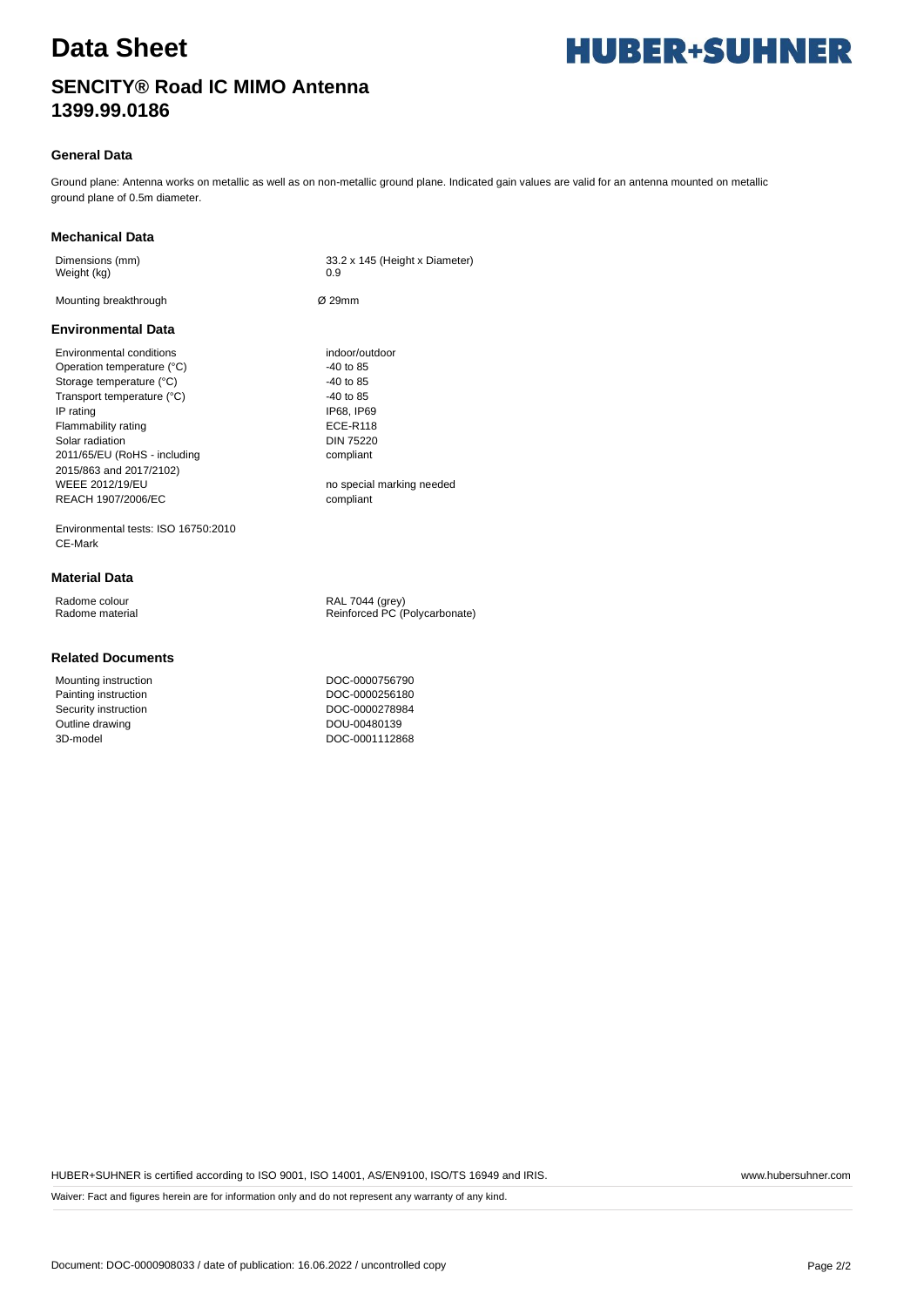# Data Sheet

## SENCITY® Road IC MIMO Antenna 1399.99.0186

### General Data

Ground plane: Antenna works on metallic as well as on non-metallic ground plane. Indicated gain values are valid for an antenna mounted on metallic ground plane of 0.5m diameter.

### Mechanical Data

| | |
|---|---|
| Dimensions (mm) | 33.2 x 145 (Height x Diameter) |
| Weight (kg) | 0.9 |
| Mounting breakthrough | Ø 29mm |

### Environmental Data

| | |
|---|---|
| Environmental conditions | indoor/outdoor |
| Operation temperature (°C) | -40 to 85 |
| Storage temperature (°C) | -40 to 85 |
| Transport temperature (°C) | -40 to 85 |
| IP rating | IP68, IP69 |
| Flammability rating | ECE-R118 |
| Solar radiation | DIN 75220 |
| 2011/65/EU (RoHS - including 2015/863 and 2017/2102) | compliant |
| WEEE 2012/19/EU | no special marking needed |
| REACH 1907/2006/EC | compliant |

Environmental tests: ISO 16750:2010
CE-Mark

### Material Data

| | |
|---|---|
| Radome colour | RAL 7044 (grey) |
| Radome material | Reinforced PC (Polycarbonate) |

### Related Documents

| | |
|---|---|
| Mounting instruction | DOC-0000756790 |
| Painting instruction | DOC-0000256180 |
| Security instruction | DOC-0000278984 |
| Outline drawing | DOU-00480139 |
| 3D-model | DOC-0001112868 |

HUBER+SUHNER is certified according to ISO 9001, ISO 14001, AS/EN9100, ISO/TS 16949 and IRIS.

www.hubersuhner.com

Waiver: Fact and figures herein are for information only and do not represent any warranty of any kind.

Document: DOC-0000908033 / date of publication: 16.06.2022 / uncontrolled copy